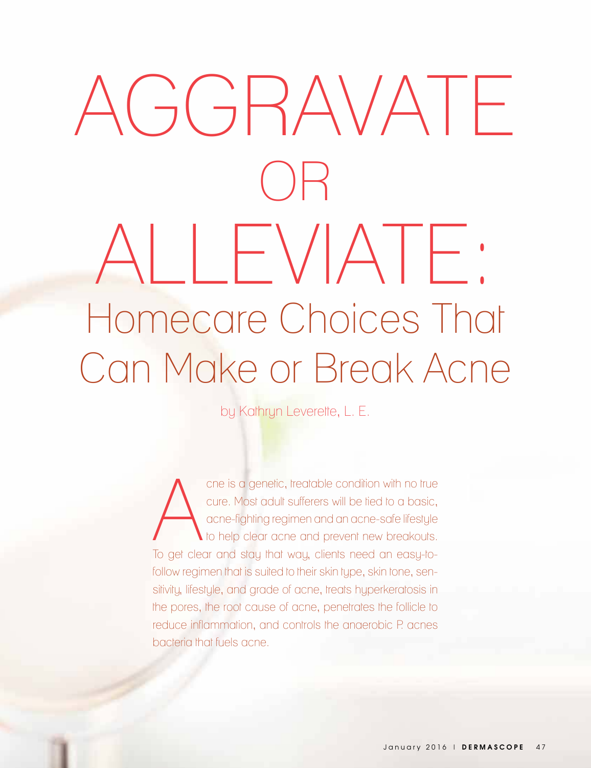# AGGRAVATE OR ALLEVIATE: Homecare Choices That Can Make or Break Acne

by Kathryn Leverette, L. E.

Acne is a genetic, treatable condition with no true cure. Most adult sufferers will be tied to a basic, acne-fighting regimen and an acne-safe lifestyle to help clear acne and prevent new breakouts. To get clear and stay that way, clients need an easy-to-follow regimen that is suited to their skin type, skin tone, sensitivity, lifestyle, and grade of acne, treats hyperkeratosis in the pores, the root cause of acne, penetrates the follicle to reduce inflammation, and controls the anaerobic P. acnes bacteria that fuels acne.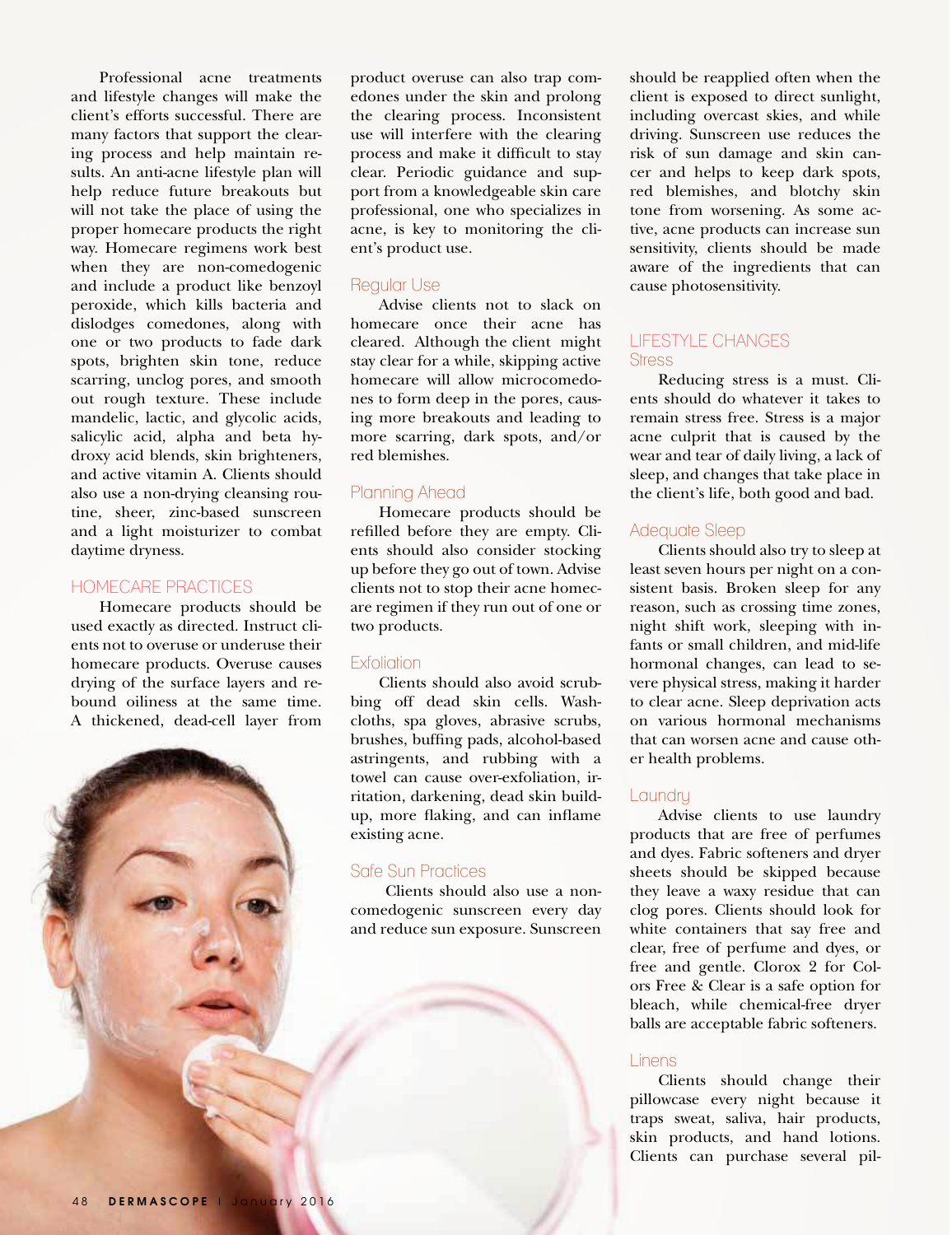Professional acne treatments and lifestyle changes will make the client's efforts successful. There are many factors that support the clearing process and help maintain results. An anti-acne lifestyle plan will help reduce future breakouts but will not take the place of using the proper homecare products the right way. Homecare regimens work best when they are non-comedogenic and include a product like benzoyl peroxide, which kills bacteria and dislodges comedones, along with one or two products to fade dark spots, brighten skin tone, reduce scarring, unclog pores, and smooth out rough texture. These include mandelic, lactic, and glycolic acids, salicylic acid, alpha and beta hydroxy acid blends, skin brighteners, and active vitamin A. Clients should also use a non-drying cleansing routine, sheer, zinc-based sunscreen and a light moisturizer to combat daytime dryness.

## HOMECARE PRACTICES

Homecare products should be used exactly as directed. Instruct clients not to overuse or underuse their homecare products. Overuse causes drying of the surface layers and rebound oiliness at the same time. A thickened, dead-cell layer from product overuse can also trap comedones under the skin and prolong the clearing process. Inconsistent use will interfere with the clearing process and make it difficult to stay clear. Periodic guidance and support from a knowledgeable skin care professional, one who specializes in acne, is key to monitoring the client's product use.

### Regular Use

Advise clients not to slack on homecare once their acne has cleared. Although the client might stay clear for a while, skipping active homecare will allow microcomedones to form deep in the pores, causing more breakouts and leading to more scarring, dark spots, and/or red blemishes.

### Planning Ahead

Homecare products should be refilled before they are empty. Clients should also consider stocking up before they go out of town. Advise clients not to stop their acne homecare regimen if they run out of one or two products.

### Exfoliation

Clients should also avoid scrubbing off dead skin cells. Washcloths, spa gloves, abrasive scrubs, brushes, buffing pads, alcohol-based astringents, and rubbing with a towel can cause over-exfoliation, irritation, darkening, dead skin buildup, more flaking, and can inflame existing acne.

### Safe Sun Practices

Clients should also use a non-comedogenic sunscreen every day and reduce sun exposure. Sunscreen should be reapplied often when the client is exposed to direct sunlight, including overcast skies, and while driving. Sunscreen use reduces the risk of sun damage and skin cancer and helps to keep dark spots, red blemishes, and blotchy skin tone from worsening. As some active, acne products can increase sun sensitivity, clients should be made aware of the ingredients that can cause photosensitivity.

## LIFESTYLE CHANGES

### Stress

Reducing stress is a must. Clients should do whatever it takes to remain stress free. Stress is a major acne culprit that is caused by the wear and tear of daily living, a lack of sleep, and changes that take place in the client's life, both good and bad.

### Adequate Sleep

Clients should also try to sleep at least seven hours per night on a consistent basis. Broken sleep for any reason, such as crossing time zones, night shift work, sleeping with infants or small children, and mid-life hormonal changes, can lead to severe physical stress, making it harder to clear acne. Sleep deprivation acts on various hormonal mechanisms that can worsen acne and cause other health problems.

### Laundry

Advise clients to use laundry products that are free of perfumes and dyes. Fabric softeners and dryer sheets should be skipped because they leave a waxy residue that can clog pores. Clients should look for white containers that say free and clear, free of perfume and dyes, or free and gentle. Clorox 2 for Colors Free & Clear is a safe option for bleach, while chemical-free dryer balls are acceptable fabric softeners.

### Linens

Clients should change their pillowcase every night because it traps sweat, saliva, hair products, skin products, and hand lotions. Clients can purchase several pil-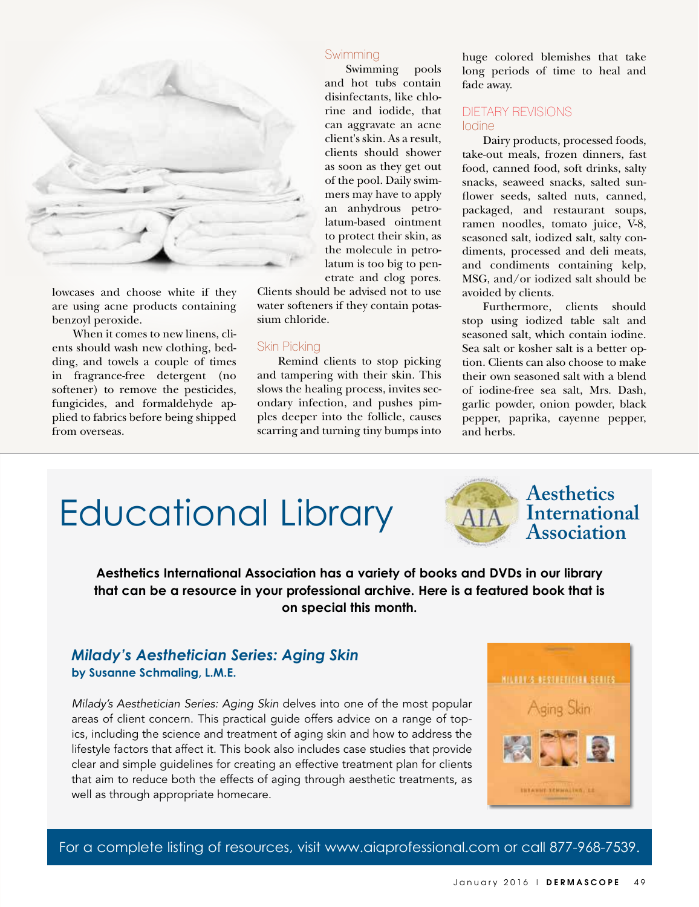lowcases and choose white if they are using acne products containing benzoyl peroxide.

When it comes to new linens, clients should wash new clothing, bedding, and towels a couple of times in fragrance-free detergent (no softener) to remove the pesticides, fungicides, and formaldehyde applied to fabrics before being shipped from overseas.

### Swimming

Swimming pools and hot tubs contain disinfectants, like chlorine and iodide, that can aggravate an acne client's skin. As a result, clients should shower as soon as they get out of the pool. Daily swimmers may have to apply an anhydrous petrolatum-based ointment to protect their skin, as the molecule in petrolatum is too big to penetrate and clog pores. Clients should be advised not to use water softeners if they contain potassium chloride.

### Skin Picking

Remind clients to stop picking and tampering with their skin. This slows the healing process, invites secondary infection, and pushes pimples deeper into the follicle, causes scarring and turning tiny bumps into huge colored blemishes that take long periods of time to heal and fade away.

## DIETARY REVISIONS

### Iodine

Dairy products, processed foods, take-out meals, frozen dinners, fast food, canned food, soft drinks, salty snacks, seaweed snacks, salted sunflower seeds, salted nuts, canned, packaged, and restaurant soups, ramen noodles, tomato juice, V-8, seasoned salt, iodized salt, salty condiments, processed and deli meats, and condiments containing kelp, MSG, and/or iodized salt should be avoided by clients.

Furthermore, clients should stop using iodized table salt and seasoned salt, which contain iodine. Sea salt or kosher salt is a better option. Clients can also choose to make their own seasoned salt with a blend of iodine-free sea salt, Mrs. Dash, garlic powder, onion powder, black pepper, paprika, cayenne pepper, and herbs.

# Educational Library

**Aesthetics International Association**

**Aesthetics International Association has a variety of books and DVDs in our library that can be a resource in your professional archive. Here is a featured book that is on special this month.**

### *Milady's Aesthetician Series: Aging Skin*
**by Susanne Schmaling, L.M.E.**

*Milady's Aesthetician Series: Aging Skin* delves into one of the most popular areas of client concern. This practical guide offers advice on a range of topics, including the science and treatment of aging skin and how to address the lifestyle factors that affect it. This book also includes case studies that provide clear and simple guidelines for creating an effective treatment plan for clients that aim to reduce both the effects of aging through aesthetic treatments, as well as through appropriate homecare.

For a complete listing of resources, visit www.aiaprofessional.com or call 877-968-7539.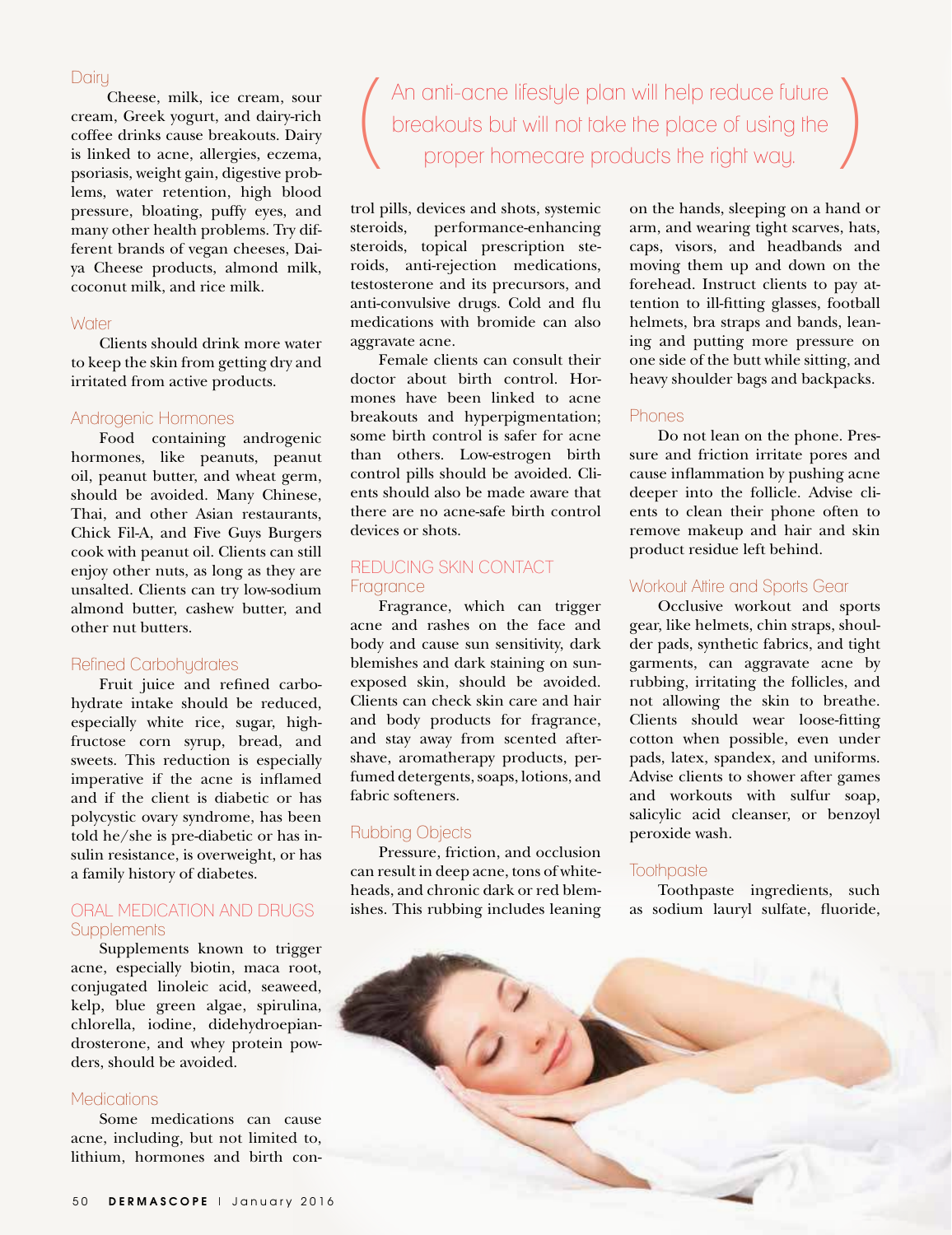### Dairy

Cheese, milk, ice cream, sour cream, Greek yogurt, and dairy-rich coffee drinks cause breakouts. Dairy is linked to acne, allergies, eczema, psoriasis, weight gain, digestive problems, water retention, high blood pressure, bloating, puffy eyes, and many other health problems. Try different brands of vegan cheeses, Daiya Cheese products, almond milk, coconut milk, and rice milk.

### Water

Clients should drink more water to keep the skin from getting dry and irritated from active products.

### Androgenic Hormones

Food containing androgenic hormones, like peanuts, peanut oil, peanut butter, and wheat germ, should be avoided. Many Chinese, Thai, and other Asian restaurants, Chick Fil-A, and Five Guys Burgers cook with peanut oil. Clients can still enjoy other nuts, as long as they are unsalted. Clients can try low-sodium almond butter, cashew butter, and other nut butters.

### Refined Carbohydrates

Fruit juice and refined carbohydrate intake should be reduced, especially white rice, sugar, high-fructose corn syrup, bread, and sweets. This reduction is especially imperative if the acne is inflamed and if the client is diabetic or has polycystic ovary syndrome, has been told he/she is pre-diabetic or has insulin resistance, is overweight, or has a family history of diabetes.

## ORAL MEDICATION AND DRUGS

### Supplements

Supplements known to trigger acne, especially biotin, maca root, conjugated linoleic acid, seaweed, kelp, blue green algae, spirulina, chlorella, iodine, didehydroepiandrosterone, and whey protein powders, should be avoided.

### Medications

Some medications can cause acne, including, but not limited to, lithium, hormones and birth control pills, devices and shots, systemic steroids, performance-enhancing steroids, topical prescription steroids, anti-rejection medications, testosterone and its precursors, and anti-convulsive drugs. Cold and flu medications with bromide can also aggravate acne.

Female clients can consult their doctor about birth control. Hormones have been linked to acne breakouts and hyperpigmentation; some birth control is safer for acne than others. Low-estrogen birth control pills should be avoided. Clients should also be made aware that there are no acne-safe birth control devices or shots.

> An anti-acne lifestyle plan will help reduce future breakouts but will not take the place of using the proper homecare products the right way.

## REDUCING SKIN CONTACT

### Fragrance

Fragrance, which can trigger acne and rashes on the face and body and cause sun sensitivity, dark blemishes and dark staining on sun-exposed skin, should be avoided. Clients can check skin care and hair and body products for fragrance, and stay away from scented aftershave, aromatherapy products, perfumed detergents, soaps, lotions, and fabric softeners.

### Rubbing Objects

Pressure, friction, and occlusion can result in deep acne, tons of whiteheads, and chronic dark or red blemishes. This rubbing includes leaning on the hands, sleeping on a hand or arm, and wearing tight scarves, hats, caps, visors, and headbands and moving them up and down on the forehead. Instruct clients to pay attention to ill-fitting glasses, football helmets, bra straps and bands, leaning and putting more pressure on one side of the butt while sitting, and heavy shoulder bags and backpacks.

### Phones

Do not lean on the phone. Pressure and friction irritate pores and cause inflammation by pushing acne deeper into the follicle. Advise clients to clean their phone often to remove makeup and hair and skin product residue left behind.

### Workout Attire and Sports Gear

Occlusive workout and sports gear, like helmets, chin straps, shoulder pads, synthetic fabrics, and tight garments, can aggravate acne by rubbing, irritating the follicles, and not allowing the skin to breathe. Clients should wear loose-fitting cotton when possible, even under pads, latex, spandex, and uniforms. Advise clients to shower after games and workouts with sulfur soap, salicylic acid cleanser, or benzoyl peroxide wash.

### Toothpaste

Toothpaste ingredients, such as sodium lauryl sulfate, fluoride,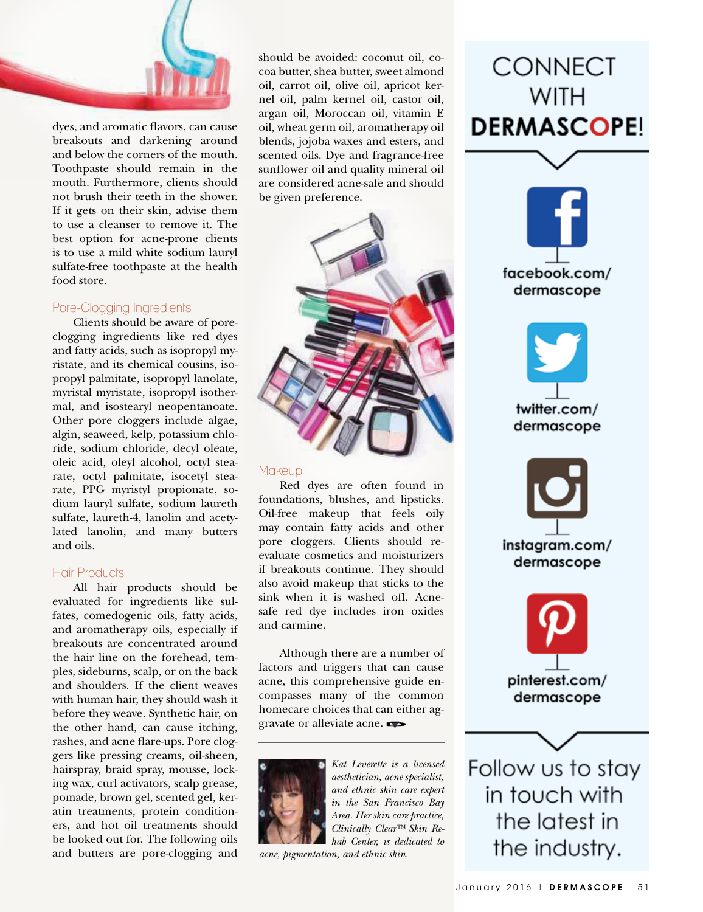dyes, and aromatic flavors, can cause breakouts and darkening around and below the corners of the mouth. Toothpaste should remain in the mouth. Furthermore, clients should not brush their teeth in the shower. If it gets on their skin, advise them to use a cleanser to remove it. The best option for acne-prone clients is to use a mild white sodium lauryl sulfate-free toothpaste at the health food store.

### Pore-Clogging Ingredients

Clients should be aware of pore-clogging ingredients like red dyes and fatty acids, such as isopropyl myristate, and its chemical cousins, isopropyl palmitate, isopropyl lanolate, myristal myristate, isopropyl isothermal, and isostearyl neopentanoate. Other pore cloggers include algae, algin, seaweed, kelp, potassium chloride, sodium chloride, decyl oleate, oleic acid, oleyl alcohol, octyl stearate, octyl palmitate, isocetyl stearate, PPG myristyl propionate, sodium lauryl sulfate, sodium laureth sulfate, laureth-4, lanolin and acetylated lanolin, and many butters and oils.

### Hair Products

All hair products should be evaluated for ingredients like sulfates, comedogenic oils, fatty acids, and aromatherapy oils, especially if breakouts are concentrated around the hair line on the forehead, temples, sideburns, scalp, or on the back and shoulders. If the client weaves with human hair, they should wash it before they weave. Synthetic hair, on the other hand, can cause itching, rashes, and acne flare-ups. Pore cloggers like pressing creams, oil-sheen, hairspray, braid spray, mousse, locking wax, curl activators, scalp grease, pomade, brown gel, scented gel, keratin treatments, protein conditioners, and hot oil treatments should be looked out for. The following oils and butters are pore-clogging and should be avoided: coconut oil, cocoa butter, shea butter, sweet almond oil, carrot oil, olive oil, apricot kernel oil, palm kernel oil, castor oil, argan oil, Moroccan oil, vitamin E oil, wheat germ oil, aromatherapy oil blends, jojoba waxes and esters, and scented oils. Dye and fragrance-free sunflower oil and quality mineral oil are considered acne-safe and should be given preference.

### Makeup

Red dyes are often found in foundations, blushes, and lipsticks. Oil-free makeup that feels oily may contain fatty acids and other pore cloggers. Clients should reevaluate cosmetics and moisturizers if breakouts continue. They should also avoid makeup that sticks to the sink when it is washed off. Acne-safe red dye includes iron oxides and carmine.

Although there are a number of factors and triggers that can cause acne, this comprehensive guide encompasses many of the common homecare choices that can either aggravate or alleviate acne.

---

*Kat Leverette is a licensed aesthetician, acne specialist, and ethnic skin care expert in the San Francisco Bay Area. Her skin care practice, Clinically Clear™ Skin Rehab Center, is dedicated to acne, pigmentation, and ethnic skin.*

---

CONNECT WITH **DERMASCOPE!**

facebook.com/dermascope

twitter.com/dermascope

instagram.com/dermascope

pinterest.com/dermascope

Follow us to stay in touch with the latest in the industry.